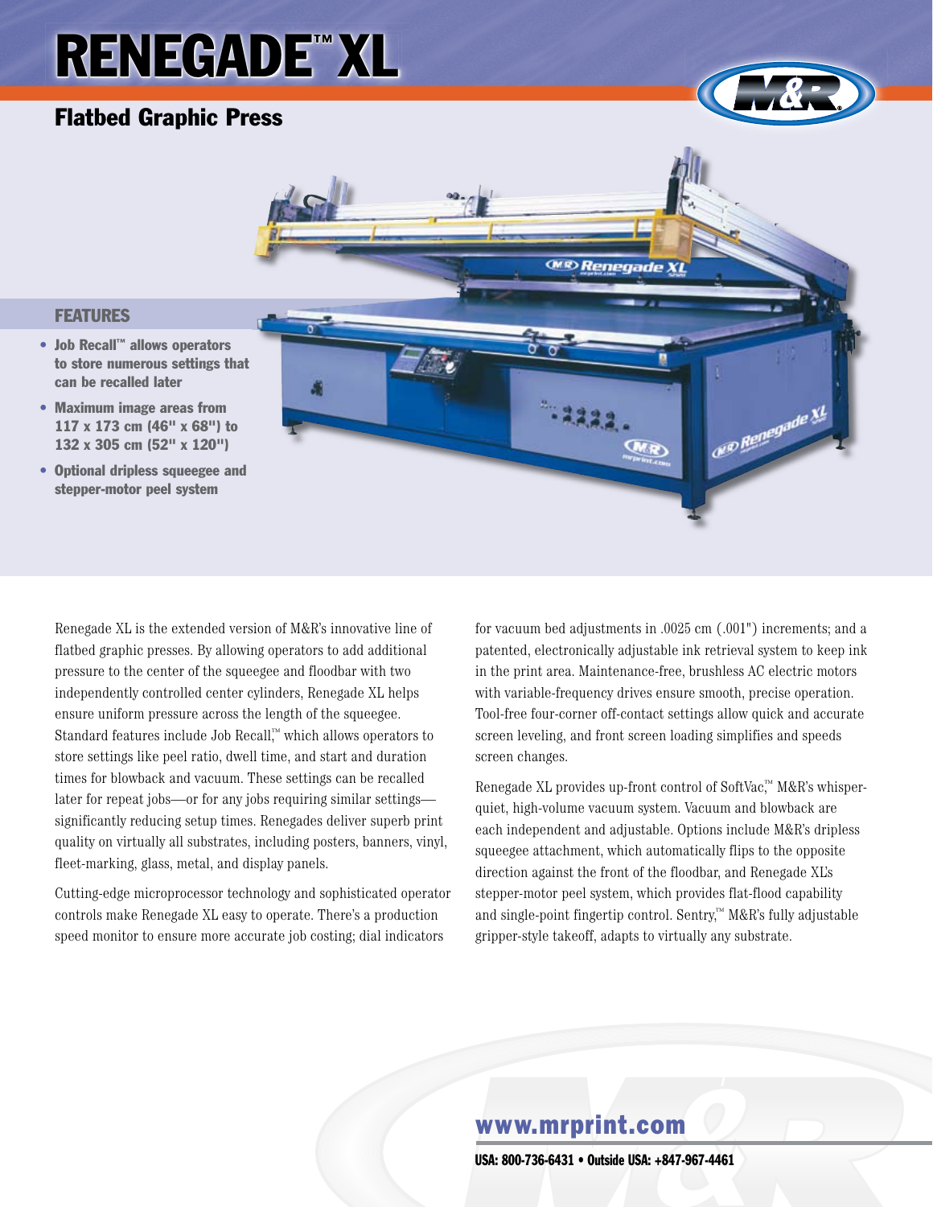# RENEGADE™ XL

## Flatbed Graphic Press

### FEATURES

- **Job Recall™ allows operators to store numerous settings that can be recalled later**
- **Maximum image areas from 117 x 173 cm (46" x 68") to 132 x 305 cm (52" x 120")**
- **Optional dripless squeegee and stepper-motor peel system**

Renegade XL is the extended version of M&R's innovative line of flatbed graphic presses. By allowing operators to add additional pressure to the center of the squeegee and floodbar with two independently controlled center cylinders, Renegade XL helps ensure uniform pressure across the length of the squeegee. Standard features include Job Recall,™ which allows operators to store settings like peel ratio, dwell time, and start and duration times for blowback and vacuum. These settings can be recalled later for repeat jobs—or for any jobs requiring similar settings—significantly reducing setup times. Renegades deliver superb print quality on virtually all substrates, including posters, banners, vinyl, fleet-marking, glass, metal, and display panels.

Cutting-edge microprocessor technology and sophisticated operator controls make Renegade XL easy to operate. There's a production speed monitor to ensure more accurate job costing; dial indicators for vacuum bed adjustments in .0025 cm (.001") increments; and a patented, electronically adjustable ink retrieval system to keep ink in the print area. Maintenance-free, brushless AC electric motors with variable-frequency drives ensure smooth, precise operation. Tool-free four-corner off-contact settings allow quick and accurate screen leveling, and front screen loading simplifies and speeds screen changes.

Renegade XL provides up-front control of SoftVac,™ M&R's whisper-quiet, high-volume vacuum system. Vacuum and blowback are each independent and adjustable. Options include M&R's dripless squeegee attachment, which automatically flips to the opposite direction against the front of the floodbar, and Renegade XL's stepper-motor peel system, which provides flat-flood capability and single-point fingertip control. Sentry,™ M&R's fully adjustable gripper-style takeoff, adapts to virtually any substrate.

**www.mrprint.com**

**USA: 800-736-6431 • Outside USA: +847-967-4461**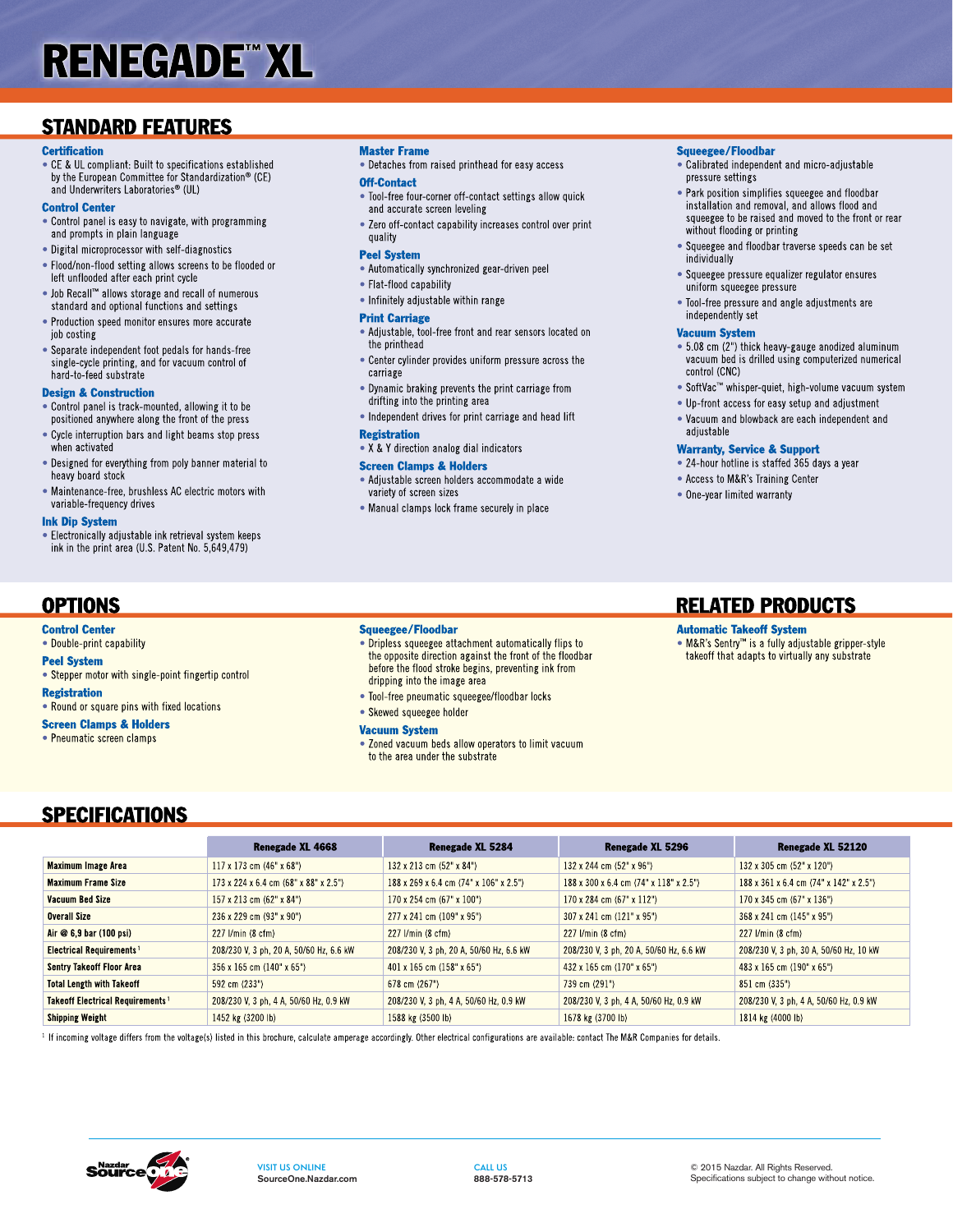# RENEGADE™ XL

## STANDARD FEATURES

### Certification
- CE & UL compliant: Built to specifications established by the European Committee for Standardization® (CE) and Underwriters Laboratories® (UL)

### Control Center
- Control panel is easy to navigate, with programming and prompts in plain language
- Digital microprocessor with self-diagnostics
- Flood/non-flood setting allows screens to be flooded or left unflooded after each print cycle
- Job Recall™ allows storage and recall of numerous standard and optional functions and settings
- Production speed monitor ensures more accurate job costing
- Separate independent foot pedals for hands-free single-cycle printing, and for vacuum control of hard-to-feed substrate

### Design & Construction
- Control panel is track-mounted, allowing it to be positioned anywhere along the front of the press
- Cycle interruption bars and light beams stop press when activated
- Designed for everything from poly banner material to heavy board stock
- Maintenance-free, brushless AC electric motors with variable-frequency drives

### Ink Dip System
- Electronically adjustable ink retrieval system keeps ink in the print area (U.S. Patent No. 5,649,479)

### Master Frame
- Detaches from raised printhead for easy access

### Off-Contact
- Tool-free four-corner off-contact settings allow quick and accurate screen leveling
- Zero off-contact capability increases control over print quality

### Peel System
- Automatically synchronized gear-driven peel
- Flat-flood capability
- Infinitely adjustable within range

### Print Carriage
- Adjustable, tool-free front and rear sensors located on the printhead
- Center cylinder provides uniform pressure across the carriage
- Dynamic braking prevents the print carriage from drifting into the printing area
- Independent drives for print carriage and head lift

### Registration
- X & Y direction analog dial indicators

### Screen Clamps & Holders
- Adjustable screen holders accommodate a wide variety of screen sizes
- Manual clamps lock frame securely in place

### Squeegee/Floodbar
- Calibrated independent and micro-adjustable pressure settings
- Park position simplifies squeegee and floodbar installation and removal, and allows flood and squeegee to be raised and moved to the front or rear without flooding or printing
- Squeegee and floodbar traverse speeds can be set individually
- Squeegee pressure equalizer regulator ensures uniform squeegee pressure
- Tool-free pressure and angle adjustments are independently set

### Vacuum System
- 5.08 cm (2") thick heavy-gauge anodized aluminum vacuum bed is drilled using computerized numerical control (CNC)
- SoftVac™ whisper-quiet, high-volume vacuum system
- Up-front access for easy setup and adjustment
- Vacuum and blowback are each independent and adjustable

### Warranty, Service & Support
- 24-hour hotline is staffed 365 days a year
- Access to M&R's Training Center
- One-year limited warranty

## OPTIONS

### Control Center
- Double-print capability

### Peel System
- Stepper motor with single-point fingertip control

### Registration
- Round or square pins with fixed locations

### Screen Clamps & Holders
- Pneumatic screen clamps

### Squeegee/Floodbar
- Dripless squeegee attachment automatically flips to the opposite direction against the front of the floodbar before the flood stroke begins, preventing ink from dripping into the image area
- Tool-free pneumatic squeegee/floodbar locks
- Skewed squeegee holder

### Vacuum System
- Zoned vacuum beds allow operators to limit vacuum to the area under the substrate

## RELATED PRODUCTS

### Automatic Takeoff System
- M&R's Sentry™ is a fully adjustable gripper-style takeoff that adapts to virtually any substrate

## SPECIFICATIONS

| | Renegade XL 4668 | Renegade XL 5284 | Renegade XL 5296 | Renegade XL 52120 |
|---|---|---|---|---|
| **Maximum Image Area** | 117 x 173 cm (46" x 68") | 132 x 213 cm (52" x 84") | 132 x 244 cm (52" x 96") | 132 x 305 cm (52" x 120") |
| **Maximum Frame Size** | 173 x 224 x 6.4 cm (68" x 88" x 2.5") | 188 x 269 x 6.4 cm (74" x 106" x 2.5") | 188 x 300 x 6.4 cm (74" x 118" x 2.5") | 188 x 361 x 6.4 cm (74" x 142" x 2.5") |
| **Vacuum Bed Size** | 157 x 213 cm (62" x 84") | 170 x 254 cm (67" x 100") | 170 x 284 cm (67" x 112") | 170 x 345 cm (67" x 136") |
| **Overall Size** | 236 x 229 cm (93" x 90") | 277 x 241 cm (109" x 95") | 307 x 241 cm (121" x 95") | 368 x 241 cm (145" x 95") |
| **Air @ 6,9 bar (100 psi)** | 227 l/min (8 cfm) | 227 l/min (8 cfm) | 227 l/min (8 cfm) | 227 l/min (8 cfm) |
| **Electrical Requirements**[1] | 208/230 V, 3 ph, 20 A, 50/60 Hz, 6.6 kW | 208/230 V, 3 ph, 20 A, 50/60 Hz, 6.6 kW | 208/230 V, 3 ph, 20 A, 50/60 Hz, 6.6 kW | 208/230 V, 3 ph, 30 A, 50/60 Hz, 10 kW |
| **Sentry Takeoff Floor Area** | 356 x 165 cm (140" x 65") | 401 x 165 cm (158" x 65") | 432 x 165 cm (170" x 65") | 483 x 165 cm (190" x 65") |
| **Total Length with Takeoff** | 592 cm (233") | 678 cm (267") | 739 cm (291") | 851 cm (335") |
| **Takeoff Electrical Requirements**[1] | 208/230 V, 3 ph, 4 A, 50/60 Hz, 0.9 kW | 208/230 V, 3 ph, 4 A, 50/60 Hz, 0.9 kW | 208/230 V, 3 ph, 4 A, 50/60 Hz, 0.9 kW | 208/230 V, 3 ph, 4 A, 50/60 Hz, 0.9 kW |
| **Shipping Weight** | 1452 kg (3200 lb) | 1588 kg (3500 lb) | 1678 kg (3700 lb) | 1814 kg (4000 lb) |

[1] If incoming voltage differs from the voltage(s) listed in this brochure, calculate amperage accordingly. Other electrical configurations are available: contact The M&R Companies for details.

Nazdar SourceOne

VISIT US ONLINE
SourceOne.Nazdar.com

CALL US
888-578-5713

© 2015 Nazdar. All Rights Reserved.
Specifications subject to change without notice.